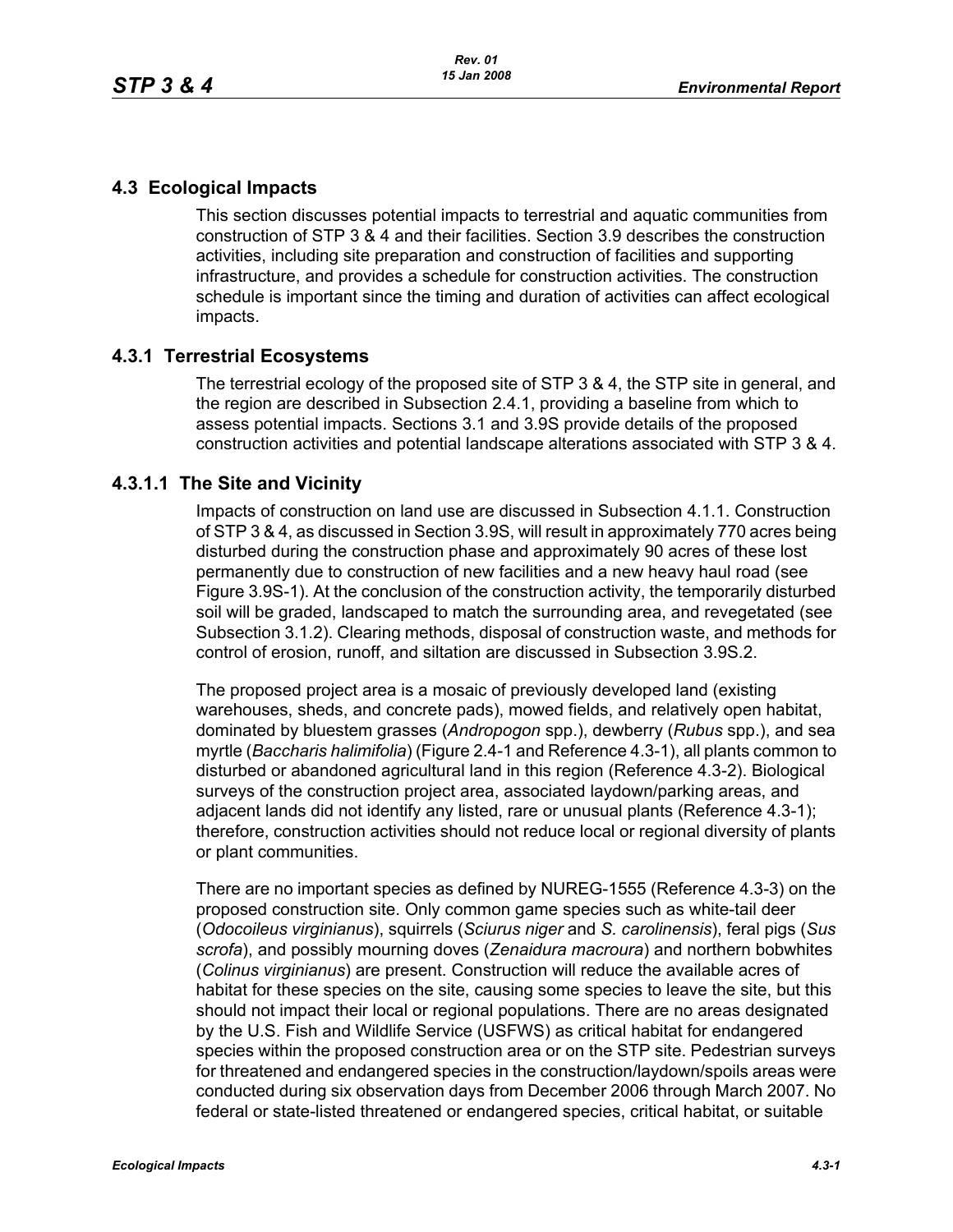## 4.3 Ecological Impacts

This section discusses potential impacts to terrestrial and aquatic communities from construction of STP 3 & 4 and their facilities. Section 3.9 describes the construction activities, including site preparation and construction of facilities and supporting infrastructure, and provides a schedule for construction activities. The construction schedule is important since the timing and duration of activities can affect ecological impacts.

### 4.3.1 Terrestrial Ecosystems

The terrestrial ecology of the proposed site of STP 3 & 4, the STP site in general, and the region are described in Subsection 2.4.1, providing a baseline from which to assess potential impacts. Sections 3.1 and 3.9S provide details of the proposed construction activities and potential landscape alterations associated with STP 3 & 4.

#### 4.3.1.1 The Site and Vicinity

Impacts of construction on land use are discussed in Subsection 4.1.1. Construction of STP 3 & 4, as discussed in Section 3.9S, will result in approximately 770 acres being disturbed during the construction phase and approximately 90 acres of these lost permanently due to construction of new facilities and a new heavy haul road (see Figure 3.9S-1). At the conclusion of the construction activity, the temporarily disturbed soil will be graded, landscaped to match the surrounding area, and revegetated (see Subsection 3.1.2). Clearing methods, disposal of construction waste, and methods for control of erosion, runoff, and siltation are discussed in Subsection 3.9S.2.

The proposed project area is a mosaic of previously developed land (existing warehouses, sheds, and concrete pads), mowed fields, and relatively open habitat, dominated by bluestem grasses (*Andropogon* spp.), dewberry (*Rubus* spp.), and sea myrtle (*Baccharis halimifolia*) (Figure 2.4-1 and Reference 4.3-1), all plants common to disturbed or abandoned agricultural land in this region (Reference 4.3-2). Biological surveys of the construction project area, associated laydown/parking areas, and adjacent lands did not identify any listed, rare or unusual plants (Reference 4.3-1); therefore, construction activities should not reduce local or regional diversity of plants or plant communities.

There are no important species as defined by NUREG-1555 (Reference 4.3-3) on the proposed construction site. Only common game species such as white-tail deer (*Odocoileus virginianus*), squirrels (*Sciurus niger* and *S. carolinensis*), feral pigs (*Sus scrofa*), and possibly mourning doves (*Zenaidura macroura*) and northern bobwhites (*Colinus virginianus*) are present. Construction will reduce the available acres of habitat for these species on the site, causing some species to leave the site, but this should not impact their local or regional populations. There are no areas designated by the U.S. Fish and Wildlife Service (USFWS) as critical habitat for endangered species within the proposed construction area or on the STP site. Pedestrian surveys for threatened and endangered species in the construction/laydown/spoils areas were conducted during six observation days from December 2006 through March 2007. No federal or state-listed threatened or endangered species, critical habitat, or suitable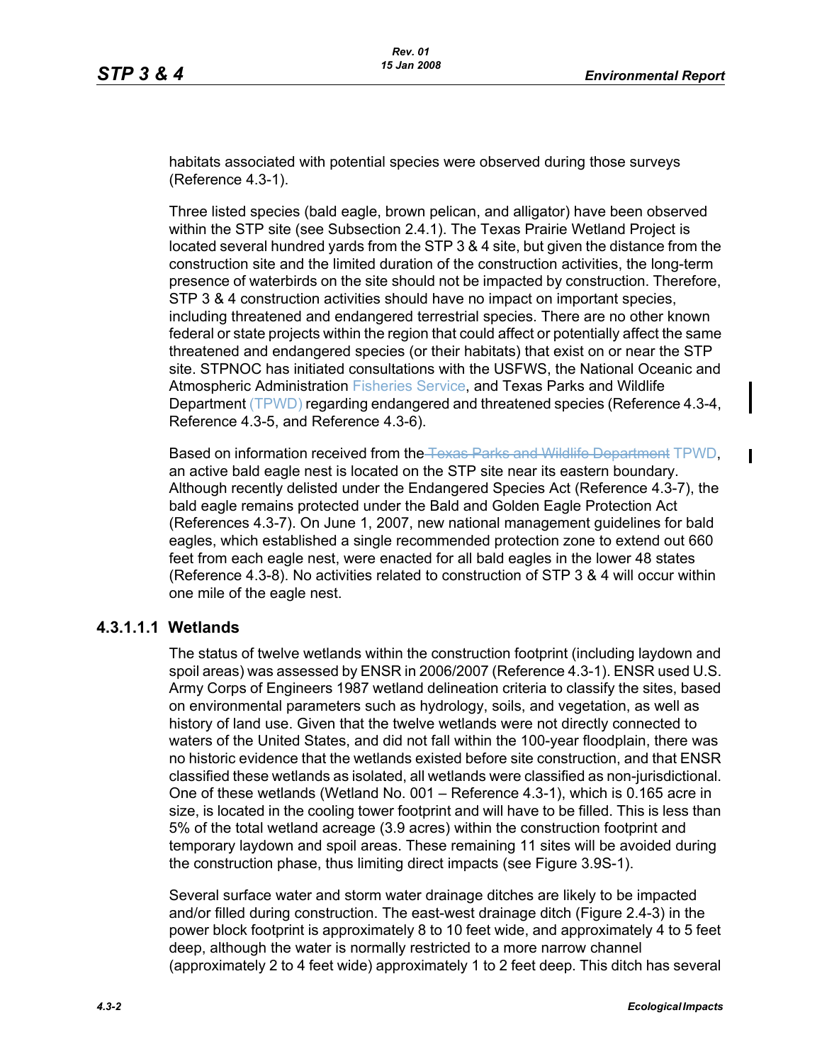habitats associated with potential species were observed during those surveys (Reference 4.3-1).

Three listed species (bald eagle, brown pelican, and alligator) have been observed within the STP site (see Subsection 2.4.1). The Texas Prairie Wetland Project is located several hundred yards from the STP 3 & 4 site, but given the distance from the construction site and the limited duration of the construction activities, the long-term presence of waterbirds on the site should not be impacted by construction. Therefore, STP 3 & 4 construction activities should have no impact on important species, including threatened and endangered terrestrial species. There are no other known federal or state projects within the region that could affect or potentially affect the same threatened and endangered species (or their habitats) that exist on or near the STP site. STPNOC has initiated consultations with the USFWS, the National Oceanic and Atmospheric Administration Fisheries Service, and Texas Parks and Wildlife Department (TPWD) regarding endangered and threatened species (Reference 4.3-4, Reference 4.3-5, and Reference 4.3-6).

Based on information received from the ~~Texas Parks and Wildlife Department~~ TPWD, an active bald eagle nest is located on the STP site near its eastern boundary. Although recently delisted under the Endangered Species Act (Reference 4.3-7), the bald eagle remains protected under the Bald and Golden Eagle Protection Act (References 4.3-7). On June 1, 2007, new national management guidelines for bald eagles, which established a single recommended protection zone to extend out 660 feet from each eagle nest, were enacted for all bald eagles in the lower 48 states (Reference 4.3-8). No activities related to construction of STP 3 & 4 will occur within one mile of the eagle nest.

#### 4.3.1.1.1 Wetlands

The status of twelve wetlands within the construction footprint (including laydown and spoil areas) was assessed by ENSR in 2006/2007 (Reference 4.3-1). ENSR used U.S. Army Corps of Engineers 1987 wetland delineation criteria to classify the sites, based on environmental parameters such as hydrology, soils, and vegetation, as well as history of land use. Given that the twelve wetlands were not directly connected to waters of the United States, and did not fall within the 100-year floodplain, there was no historic evidence that the wetlands existed before site construction, and that ENSR classified these wetlands as isolated, all wetlands were classified as non-jurisdictional. One of these wetlands (Wetland No. 001 – Reference 4.3-1), which is 0.165 acre in size, is located in the cooling tower footprint and will have to be filled. This is less than 5% of the total wetland acreage (3.9 acres) within the construction footprint and temporary laydown and spoil areas. These remaining 11 sites will be avoided during the construction phase, thus limiting direct impacts (see Figure 3.9S-1).

Several surface water and storm water drainage ditches are likely to be impacted and/or filled during construction. The east-west drainage ditch (Figure 2.4-3) in the power block footprint is approximately 8 to 10 feet wide, and approximately 4 to 5 feet deep, although the water is normally restricted to a more narrow channel (approximately 2 to 4 feet wide) approximately 1 to 2 feet deep. This ditch has several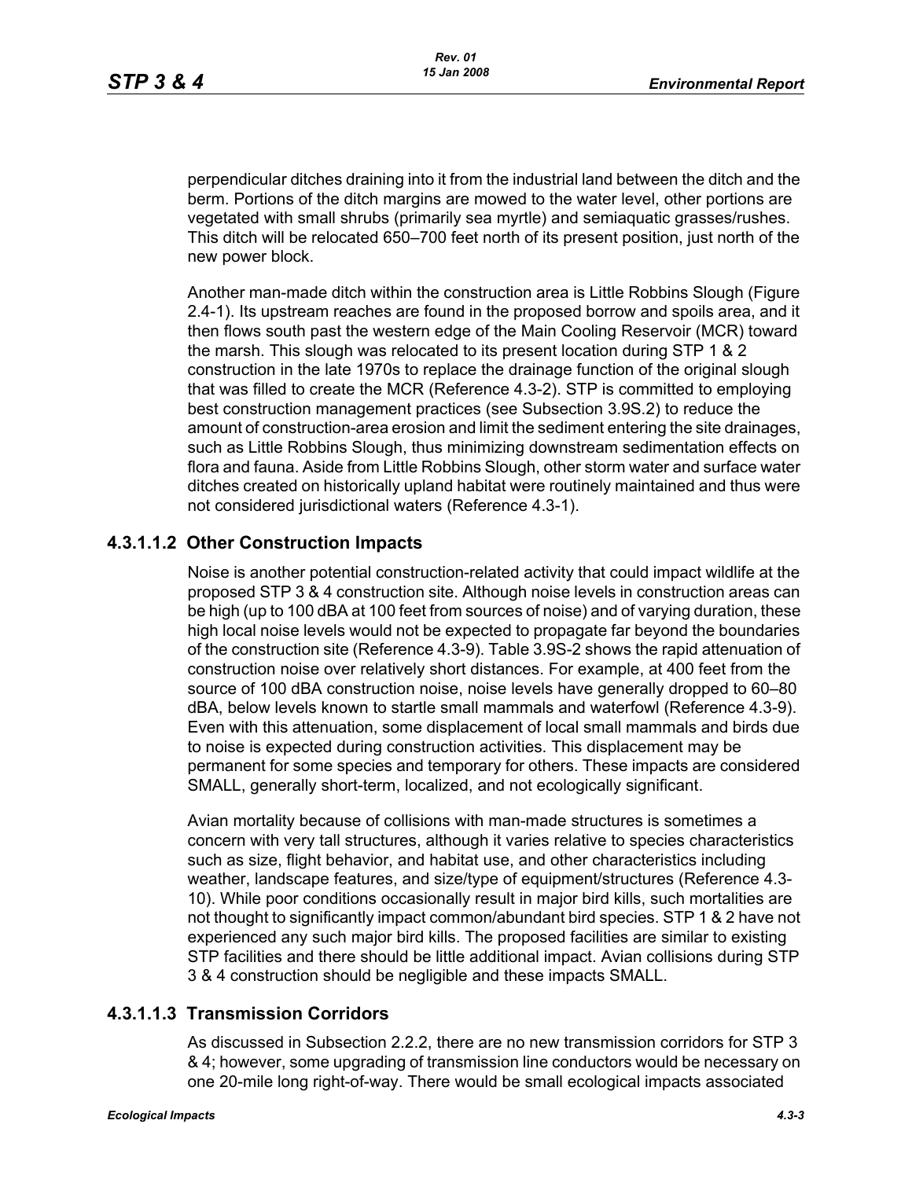perpendicular ditches draining into it from the industrial land between the ditch and the berm. Portions of the ditch margins are mowed to the water level, other portions are vegetated with small shrubs (primarily sea myrtle) and semiaquatic grasses/rushes. This ditch will be relocated 650–700 feet north of its present position, just north of the new power block.

Another man-made ditch within the construction area is Little Robbins Slough (Figure 2.4-1). Its upstream reaches are found in the proposed borrow and spoils area, and it then flows south past the western edge of the Main Cooling Reservoir (MCR) toward the marsh. This slough was relocated to its present location during STP 1 & 2 construction in the late 1970s to replace the drainage function of the original slough that was filled to create the MCR (Reference 4.3-2). STP is committed to employing best construction management practices (see Subsection 3.9S.2) to reduce the amount of construction-area erosion and limit the sediment entering the site drainages, such as Little Robbins Slough, thus minimizing downstream sedimentation effects on flora and fauna. Aside from Little Robbins Slough, other storm water and surface water ditches created on historically upland habitat were routinely maintained and thus were not considered jurisdictional waters (Reference 4.3-1).

#### 4.3.1.1.2 Other Construction Impacts

Noise is another potential construction-related activity that could impact wildlife at the proposed STP 3 & 4 construction site. Although noise levels in construction areas can be high (up to 100 dBA at 100 feet from sources of noise) and of varying duration, these high local noise levels would not be expected to propagate far beyond the boundaries of the construction site (Reference 4.3-9). Table 3.9S-2 shows the rapid attenuation of construction noise over relatively short distances. For example, at 400 feet from the source of 100 dBA construction noise, noise levels have generally dropped to 60–80 dBA, below levels known to startle small mammals and waterfowl (Reference 4.3-9). Even with this attenuation, some displacement of local small mammals and birds due to noise is expected during construction activities. This displacement may be permanent for some species and temporary for others. These impacts are considered SMALL, generally short-term, localized, and not ecologically significant.

Avian mortality because of collisions with man-made structures is sometimes a concern with very tall structures, although it varies relative to species characteristics such as size, flight behavior, and habitat use, and other characteristics including weather, landscape features, and size/type of equipment/structures (Reference 4.3-10). While poor conditions occasionally result in major bird kills, such mortalities are not thought to significantly impact common/abundant bird species. STP 1 & 2 have not experienced any such major bird kills. The proposed facilities are similar to existing STP facilities and there should be little additional impact. Avian collisions during STP 3 & 4 construction should be negligible and these impacts SMALL.

#### 4.3.1.1.3 Transmission Corridors

As discussed in Subsection 2.2.2, there are no new transmission corridors for STP 3 & 4; however, some upgrading of transmission line conductors would be necessary on one 20-mile long right-of-way. There would be small ecological impacts associated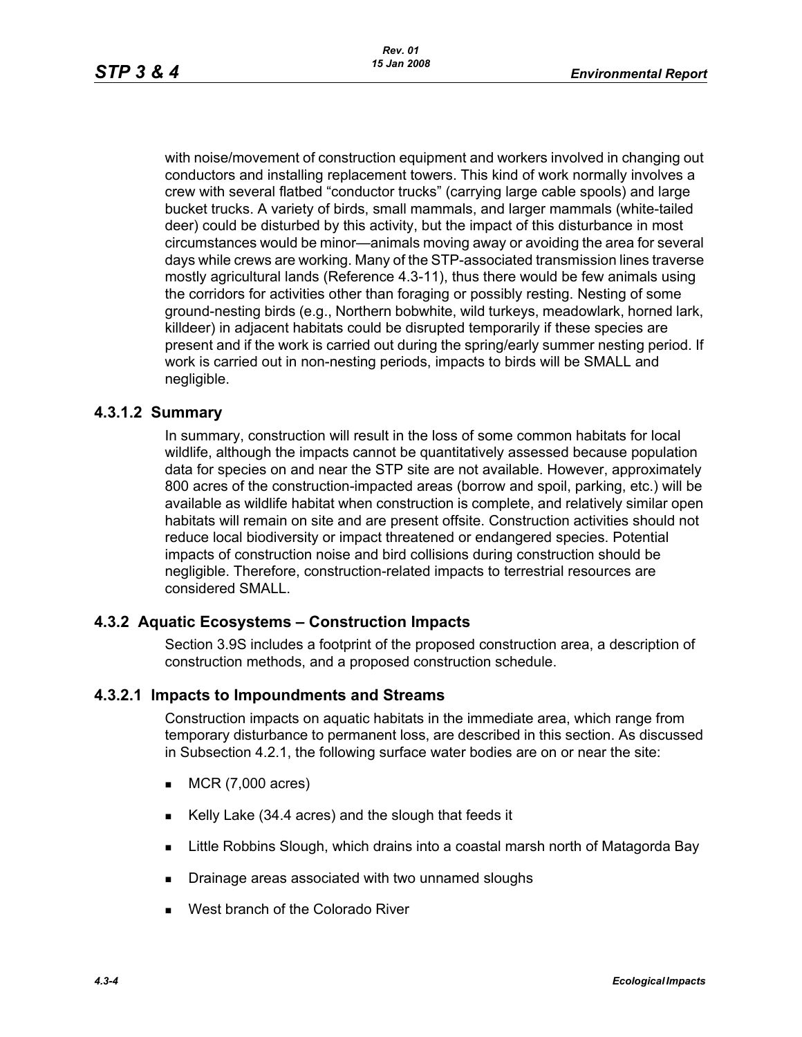with noise/movement of construction equipment and workers involved in changing out conductors and installing replacement towers. This kind of work normally involves a crew with several flatbed "conductor trucks" (carrying large cable spools) and large bucket trucks. A variety of birds, small mammals, and larger mammals (white-tailed deer) could be disturbed by this activity, but the impact of this disturbance in most circumstances would be minor—animals moving away or avoiding the area for several days while crews are working. Many of the STP-associated transmission lines traverse mostly agricultural lands (Reference 4.3-11), thus there would be few animals using the corridors for activities other than foraging or possibly resting. Nesting of some ground-nesting birds (e.g., Northern bobwhite, wild turkeys, meadowlark, horned lark, killdeer) in adjacent habitats could be disrupted temporarily if these species are present and if the work is carried out during the spring/early summer nesting period. If work is carried out in non-nesting periods, impacts to birds will be SMALL and negligible.

### 4.3.1.2 Summary

In summary, construction will result in the loss of some common habitats for local wildlife, although the impacts cannot be quantitatively assessed because population data for species on and near the STP site are not available. However, approximately 800 acres of the construction-impacted areas (borrow and spoil, parking, etc.) will be available as wildlife habitat when construction is complete, and relatively similar open habitats will remain on site and are present offsite. Construction activities should not reduce local biodiversity or impact threatened or endangered species. Potential impacts of construction noise and bird collisions during construction should be negligible. Therefore, construction-related impacts to terrestrial resources are considered SMALL.

## 4.3.2 Aquatic Ecosystems – Construction Impacts

Section 3.9S includes a footprint of the proposed construction area, a description of construction methods, and a proposed construction schedule.

### 4.3.2.1 Impacts to Impoundments and Streams

Construction impacts on aquatic habitats in the immediate area, which range from temporary disturbance to permanent loss, are described in this section. As discussed in Subsection 4.2.1, the following surface water bodies are on or near the site:

- MCR (7,000 acres)
- Kelly Lake (34.4 acres) and the slough that feeds it
- Little Robbins Slough, which drains into a coastal marsh north of Matagorda Bay
- Drainage areas associated with two unnamed sloughs
- West branch of the Colorado River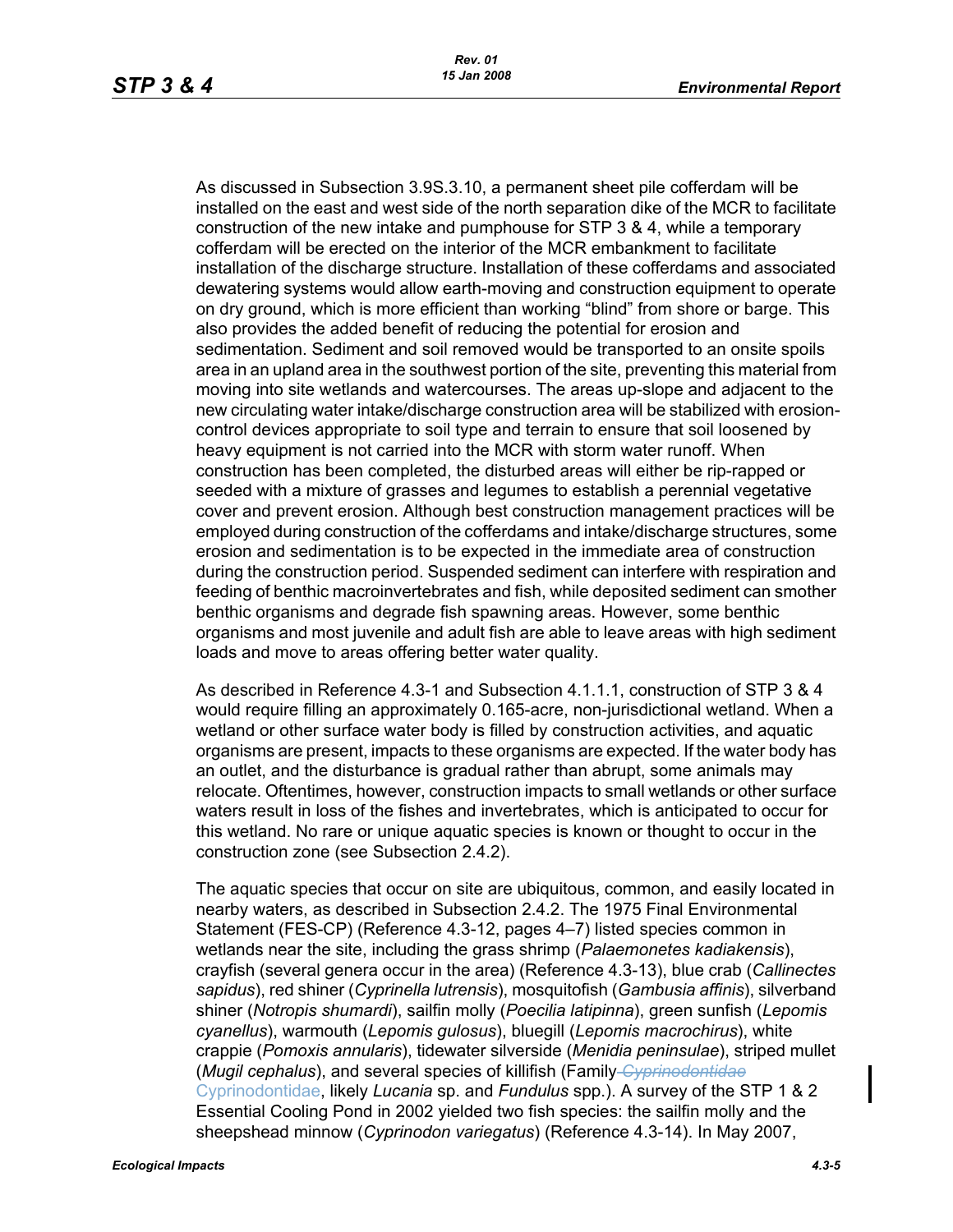As discussed in Subsection 3.9S.3.10, a permanent sheet pile cofferdam will be installed on the east and west side of the north separation dike of the MCR to facilitate construction of the new intake and pumphouse for STP 3 & 4, while a temporary cofferdam will be erected on the interior of the MCR embankment to facilitate installation of the discharge structure. Installation of these cofferdams and associated dewatering systems would allow earth-moving and construction equipment to operate on dry ground, which is more efficient than working "blind" from shore or barge. This also provides the added benefit of reducing the potential for erosion and sedimentation. Sediment and soil removed would be transported to an onsite spoils area in an upland area in the southwest portion of the site, preventing this material from moving into site wetlands and watercourses. The areas up-slope and adjacent to the new circulating water intake/discharge construction area will be stabilized with erosion-control devices appropriate to soil type and terrain to ensure that soil loosened by heavy equipment is not carried into the MCR with storm water runoff. When construction has been completed, the disturbed areas will either be rip-rapped or seeded with a mixture of grasses and legumes to establish a perennial vegetative cover and prevent erosion. Although best construction management practices will be employed during construction of the cofferdams and intake/discharge structures, some erosion and sedimentation is to be expected in the immediate area of construction during the construction period. Suspended sediment can interfere with respiration and feeding of benthic macroinvertebrates and fish, while deposited sediment can smother benthic organisms and degrade fish spawning areas. However, some benthic organisms and most juvenile and adult fish are able to leave areas with high sediment loads and move to areas offering better water quality.

As described in Reference 4.3-1 and Subsection 4.1.1.1, construction of STP 3 & 4 would require filling an approximately 0.165-acre, non-jurisdictional wetland. When a wetland or other surface water body is filled by construction activities, and aquatic organisms are present, impacts to these organisms are expected. If the water body has an outlet, and the disturbance is gradual rather than abrupt, some animals may relocate. Oftentimes, however, construction impacts to small wetlands or other surface waters result in loss of the fishes and invertebrates, which is anticipated to occur for this wetland. No rare or unique aquatic species is known or thought to occur in the construction zone (see Subsection 2.4.2).

The aquatic species that occur on site are ubiquitous, common, and easily located in nearby waters, as described in Subsection 2.4.2. The 1975 Final Environmental Statement (FES-CP) (Reference 4.3-12, pages 4–7) listed species common in wetlands near the site, including the grass shrimp (*Palaemonetes kadiakensis*), crayfish (several genera occur in the area) (Reference 4.3-13), blue crab (*Callinectes sapidus*), red shiner (*Cyprinella lutrensis*), mosquitofish (*Gambusia affinis*), silverband shiner (*Notropis shumardi*), sailfin molly (*Poecilia latipinna*), green sunfish (*Lepomis cyanellus*), warmouth (*Lepomis gulosus*), bluegill (*Lepomis macrochirus*), white crappie (*Pomoxis annularis*), tidewater silverside (*Menidia peninsulae*), striped mullet (*Mugil cephalus*), and several species of killifish (Family ~~*Cyprinodontidae*~~ Cyprinodontidae, likely *Lucania* sp. and *Fundulus* spp.). A survey of the STP 1 & 2 Essential Cooling Pond in 2002 yielded two fish species: the sailfin molly and the sheepshead minnow (*Cyprinodon variegatus*) (Reference 4.3-14). In May 2007,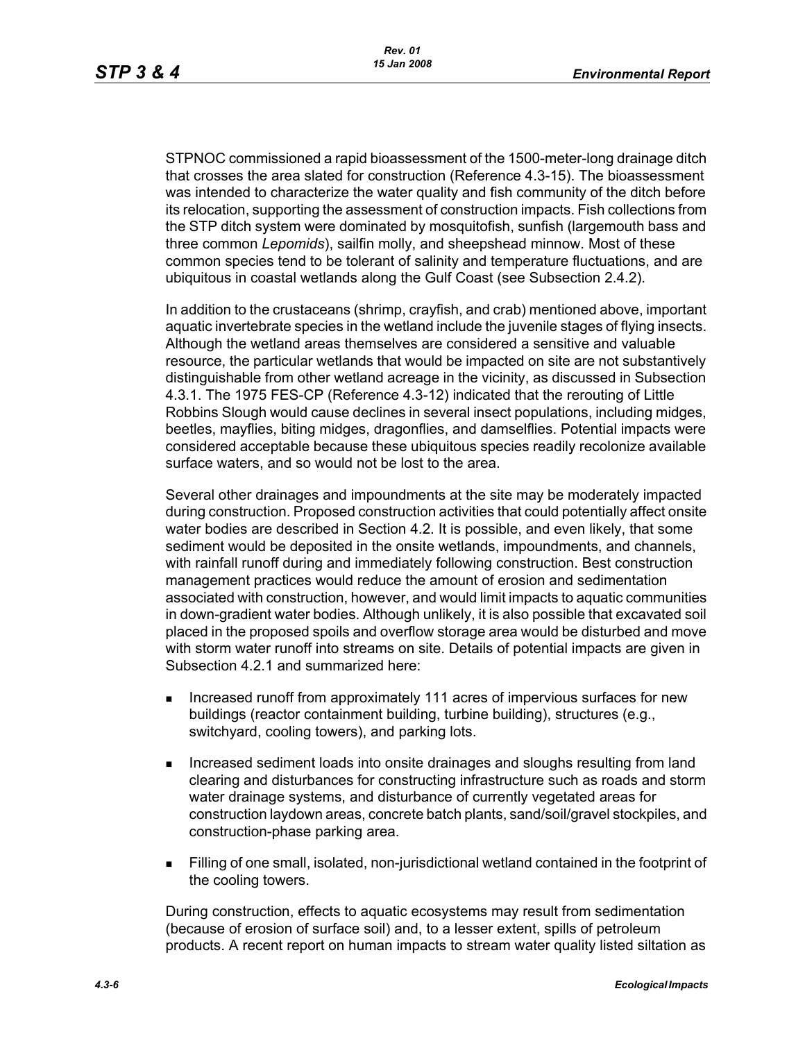STPNOC commissioned a rapid bioassessment of the 1500-meter-long drainage ditch that crosses the area slated for construction (Reference 4.3-15). The bioassessment was intended to characterize the water quality and fish community of the ditch before its relocation, supporting the assessment of construction impacts. Fish collections from the STP ditch system were dominated by mosquitofish, sunfish (largemouth bass and three common *Lepomids*), sailfin molly, and sheepshead minnow. Most of these common species tend to be tolerant of salinity and temperature fluctuations, and are ubiquitous in coastal wetlands along the Gulf Coast (see Subsection 2.4.2).

In addition to the crustaceans (shrimp, crayfish, and crab) mentioned above, important aquatic invertebrate species in the wetland include the juvenile stages of flying insects. Although the wetland areas themselves are considered a sensitive and valuable resource, the particular wetlands that would be impacted on site are not substantively distinguishable from other wetland acreage in the vicinity, as discussed in Subsection 4.3.1. The 1975 FES-CP (Reference 4.3-12) indicated that the rerouting of Little Robbins Slough would cause declines in several insect populations, including midges, beetles, mayflies, biting midges, dragonflies, and damselflies. Potential impacts were considered acceptable because these ubiquitous species readily recolonize available surface waters, and so would not be lost to the area.

Several other drainages and impoundments at the site may be moderately impacted during construction. Proposed construction activities that could potentially affect onsite water bodies are described in Section 4.2. It is possible, and even likely, that some sediment would be deposited in the onsite wetlands, impoundments, and channels, with rainfall runoff during and immediately following construction. Best construction management practices would reduce the amount of erosion and sedimentation associated with construction, however, and would limit impacts to aquatic communities in down-gradient water bodies. Although unlikely, it is also possible that excavated soil placed in the proposed spoils and overflow storage area would be disturbed and move with storm water runoff into streams on site. Details of potential impacts are given in Subsection 4.2.1 and summarized here:

- Increased runoff from approximately 111 acres of impervious surfaces for new buildings (reactor containment building, turbine building), structures (e.g., switchyard, cooling towers), and parking lots.
- Increased sediment loads into onsite drainages and sloughs resulting from land clearing and disturbances for constructing infrastructure such as roads and storm water drainage systems, and disturbance of currently vegetated areas for construction laydown areas, concrete batch plants, sand/soil/gravel stockpiles, and construction-phase parking area.
- Filling of one small, isolated, non-jurisdictional wetland contained in the footprint of the cooling towers.

During construction, effects to aquatic ecosystems may result from sedimentation (because of erosion of surface soil) and, to a lesser extent, spills of petroleum products. A recent report on human impacts to stream water quality listed siltation as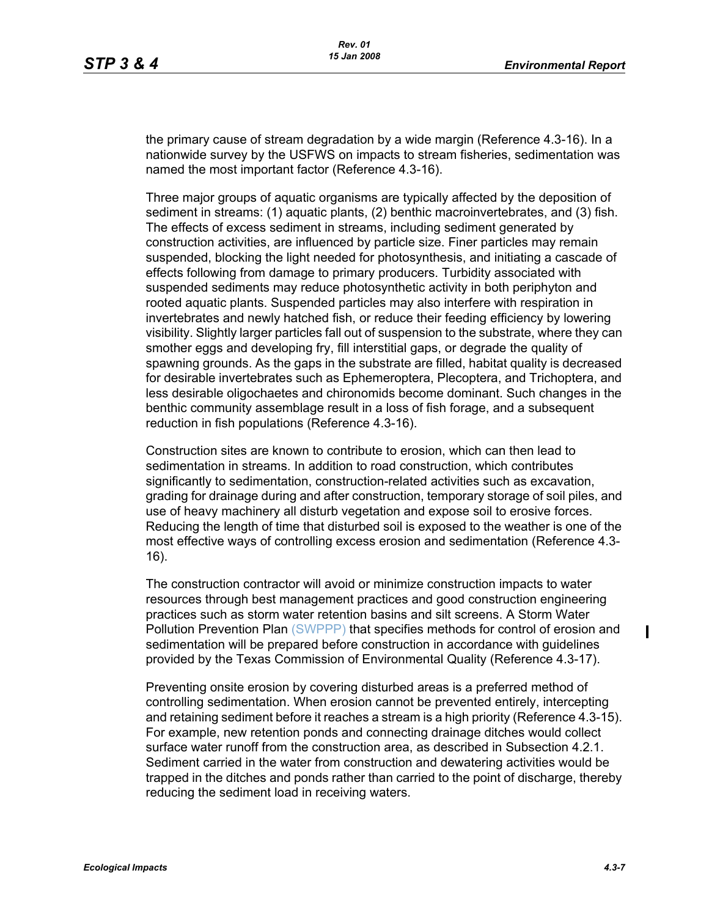the primary cause of stream degradation by a wide margin (Reference 4.3-16). In a nationwide survey by the USFWS on impacts to stream fisheries, sedimentation was named the most important factor (Reference 4.3-16).

Three major groups of aquatic organisms are typically affected by the deposition of sediment in streams: (1) aquatic plants, (2) benthic macroinvertebrates, and (3) fish. The effects of excess sediment in streams, including sediment generated by construction activities, are influenced by particle size. Finer particles may remain suspended, blocking the light needed for photosynthesis, and initiating a cascade of effects following from damage to primary producers. Turbidity associated with suspended sediments may reduce photosynthetic activity in both periphyton and rooted aquatic plants. Suspended particles may also interfere with respiration in invertebrates and newly hatched fish, or reduce their feeding efficiency by lowering visibility. Slightly larger particles fall out of suspension to the substrate, where they can smother eggs and developing fry, fill interstitial gaps, or degrade the quality of spawning grounds. As the gaps in the substrate are filled, habitat quality is decreased for desirable invertebrates such as Ephemeroptera, Plecoptera, and Trichoptera, and less desirable oligochaetes and chironomids become dominant. Such changes in the benthic community assemblage result in a loss of fish forage, and a subsequent reduction in fish populations (Reference 4.3-16).

Construction sites are known to contribute to erosion, which can then lead to sedimentation in streams. In addition to road construction, which contributes significantly to sedimentation, construction-related activities such as excavation, grading for drainage during and after construction, temporary storage of soil piles, and use of heavy machinery all disturb vegetation and expose soil to erosive forces. Reducing the length of time that disturbed soil is exposed to the weather is one of the most effective ways of controlling excess erosion and sedimentation (Reference 4.3-16).

The construction contractor will avoid or minimize construction impacts to water resources through best management practices and good construction engineering practices such as storm water retention basins and silt screens. A Storm Water Pollution Prevention Plan (SWPPP) that specifies methods for control of erosion and sedimentation will be prepared before construction in accordance with guidelines provided by the Texas Commission of Environmental Quality (Reference 4.3-17).

Preventing onsite erosion by covering disturbed areas is a preferred method of controlling sedimentation. When erosion cannot be prevented entirely, intercepting and retaining sediment before it reaches a stream is a high priority (Reference 4.3-15). For example, new retention ponds and connecting drainage ditches would collect surface water runoff from the construction area, as described in Subsection 4.2.1. Sediment carried in the water from construction and dewatering activities would be trapped in the ditches and ponds rather than carried to the point of discharge, thereby reducing the sediment load in receiving waters.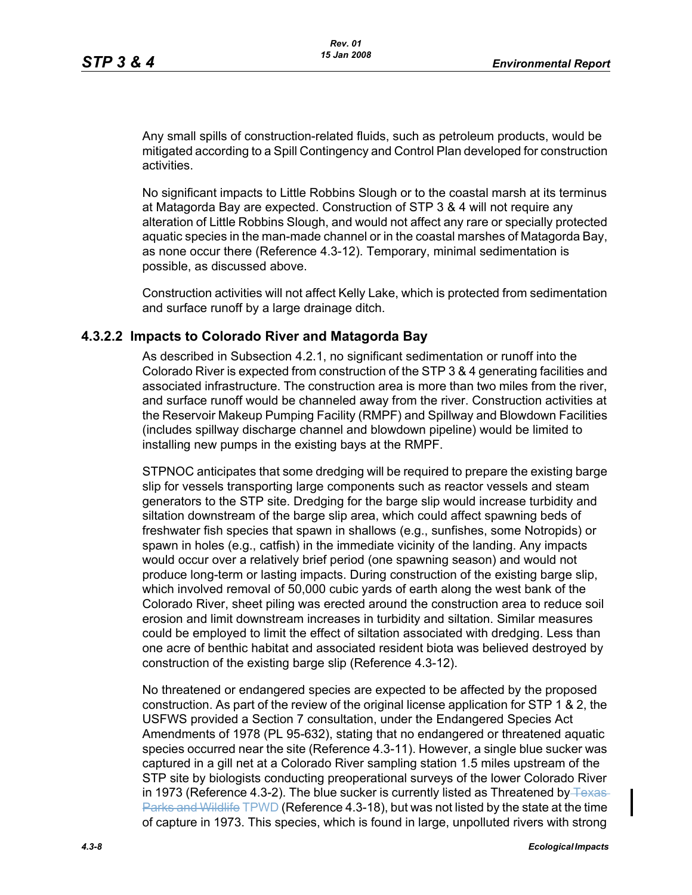Any small spills of construction-related fluids, such as petroleum products, would be mitigated according to a Spill Contingency and Control Plan developed for construction activities.

No significant impacts to Little Robbins Slough or to the coastal marsh at its terminus at Matagorda Bay are expected. Construction of STP 3 & 4 will not require any alteration of Little Robbins Slough, and would not affect any rare or specially protected aquatic species in the man-made channel or in the coastal marshes of Matagorda Bay, as none occur there (Reference 4.3-12). Temporary, minimal sedimentation is possible, as discussed above.

Construction activities will not affect Kelly Lake, which is protected from sedimentation and surface runoff by a large drainage ditch.

### 4.3.2.2 Impacts to Colorado River and Matagorda Bay

As described in Subsection 4.2.1, no significant sedimentation or runoff into the Colorado River is expected from construction of the STP 3 & 4 generating facilities and associated infrastructure. The construction area is more than two miles from the river, and surface runoff would be channeled away from the river. Construction activities at the Reservoir Makeup Pumping Facility (RMPF) and Spillway and Blowdown Facilities (includes spillway discharge channel and blowdown pipeline) would be limited to installing new pumps in the existing bays at the RMPF.

STPNOC anticipates that some dredging will be required to prepare the existing barge slip for vessels transporting large components such as reactor vessels and steam generators to the STP site. Dredging for the barge slip would increase turbidity and siltation downstream of the barge slip area, which could affect spawning beds of freshwater fish species that spawn in shallows (e.g., sunfishes, some Notropids) or spawn in holes (e.g., catfish) in the immediate vicinity of the landing. Any impacts would occur over a relatively brief period (one spawning season) and would not produce long-term or lasting impacts. During construction of the existing barge slip, which involved removal of 50,000 cubic yards of earth along the west bank of the Colorado River, sheet piling was erected around the construction area to reduce soil erosion and limit downstream increases in turbidity and siltation. Similar measures could be employed to limit the effect of siltation associated with dredging. Less than one acre of benthic habitat and associated resident biota was believed destroyed by construction of the existing barge slip (Reference 4.3-12).

No threatened or endangered species are expected to be affected by the proposed construction. As part of the review of the original license application for STP 1 & 2, the USFWS provided a Section 7 consultation, under the Endangered Species Act Amendments of 1978 (PL 95-632), stating that no endangered or threatened aquatic species occurred near the site (Reference 4.3-11). However, a single blue sucker was captured in a gill net at a Colorado River sampling station 1.5 miles upstream of the STP site by biologists conducting preoperational surveys of the lower Colorado River in 1973 (Reference 4.3-2). The blue sucker is currently listed as Threatened by ~~Texas Parks and Wildlife~~ TPWD (Reference 4.3-18), but was not listed by the state at the time of capture in 1973. This species, which is found in large, unpolluted rivers with strong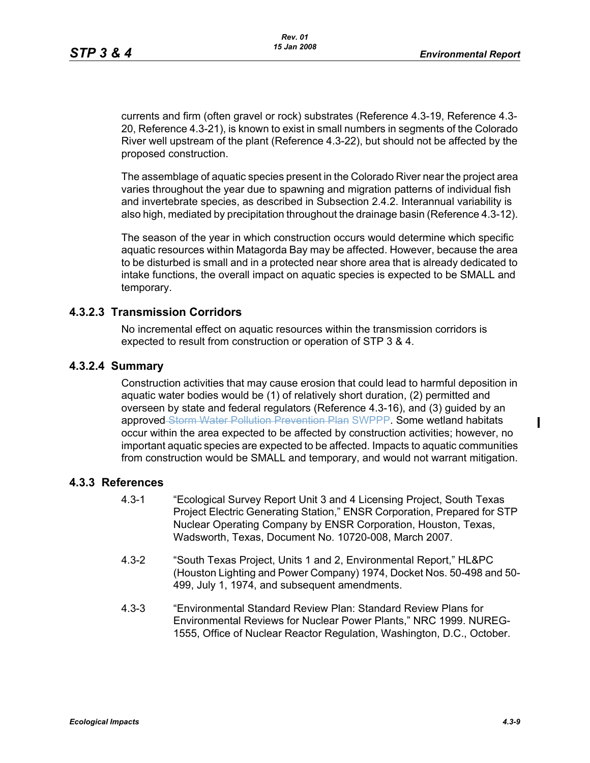currents and firm (often gravel or rock) substrates (Reference 4.3-19, Reference 4.3-20, Reference 4.3-21), is known to exist in small numbers in segments of the Colorado River well upstream of the plant (Reference 4.3-22), but should not be affected by the proposed construction.

The assemblage of aquatic species present in the Colorado River near the project area varies throughout the year due to spawning and migration patterns of individual fish and invertebrate species, as described in Subsection 2.4.2. Interannual variability is also high, mediated by precipitation throughout the drainage basin (Reference 4.3-12).

The season of the year in which construction occurs would determine which specific aquatic resources within Matagorda Bay may be affected. However, because the area to be disturbed is small and in a protected near shore area that is already dedicated to intake functions, the overall impact on aquatic species is expected to be SMALL and temporary.

### 4.3.2.3 Transmission Corridors

No incremental effect on aquatic resources within the transmission corridors is expected to result from construction or operation of STP 3 & 4.

### 4.3.2.4 Summary

Construction activities that may cause erosion that could lead to harmful deposition in aquatic water bodies would be (1) of relatively short duration, (2) permitted and overseen by state and federal regulators (Reference 4.3-16), and (3) guided by an approved ~~Storm Water Pollution Prevention Plan~~ SWPPP. Some wetland habitats occur within the area expected to be affected by construction activities; however, no important aquatic species are expected to be affected. Impacts to aquatic communities from construction would be SMALL and temporary, and would not warrant mitigation.

## 4.3.3 References

4.3-1 "Ecological Survey Report Unit 3 and 4 Licensing Project, South Texas Project Electric Generating Station," ENSR Corporation, Prepared for STP Nuclear Operating Company by ENSR Corporation, Houston, Texas, Wadsworth, Texas, Document No. 10720-008, March 2007.

4.3-2 "South Texas Project, Units 1 and 2, Environmental Report," HL&PC (Houston Lighting and Power Company) 1974, Docket Nos. 50-498 and 50-499, July 1, 1974, and subsequent amendments.

4.3-3 "Environmental Standard Review Plan: Standard Review Plans for Environmental Reviews for Nuclear Power Plants," NRC 1999. NUREG-1555, Office of Nuclear Reactor Regulation, Washington, D.C., October.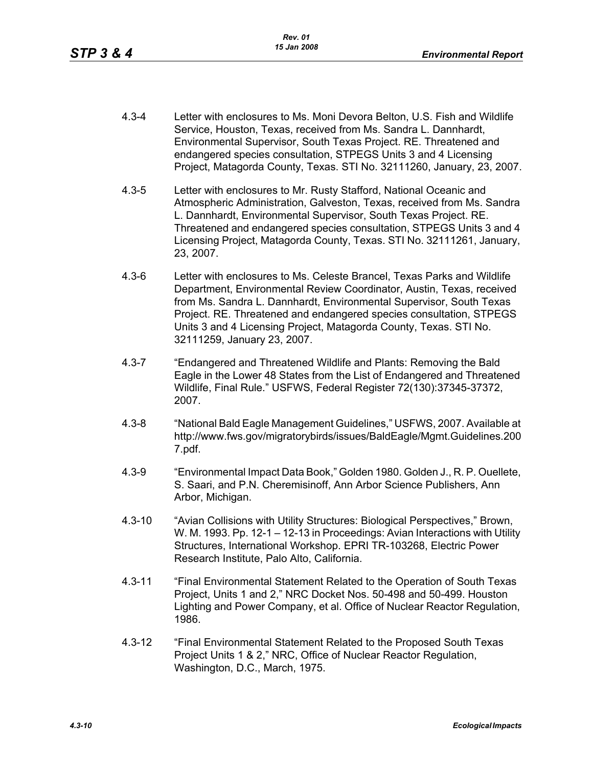4.3-4 Letter with enclosures to Ms. Moni Devora Belton, U.S. Fish and Wildlife Service, Houston, Texas, received from Ms. Sandra L. Dannhardt, Environmental Supervisor, South Texas Project. RE. Threatened and endangered species consultation, STPEGS Units 3 and 4 Licensing Project, Matagorda County, Texas. STI No. 32111260, January, 23, 2007.

4.3-5 Letter with enclosures to Mr. Rusty Stafford, National Oceanic and Atmospheric Administration, Galveston, Texas, received from Ms. Sandra L. Dannhardt, Environmental Supervisor, South Texas Project. RE. Threatened and endangered species consultation, STPEGS Units 3 and 4 Licensing Project, Matagorda County, Texas. STI No. 32111261, January, 23, 2007.

4.3-6 Letter with enclosures to Ms. Celeste Brancel, Texas Parks and Wildlife Department, Environmental Review Coordinator, Austin, Texas, received from Ms. Sandra L. Dannhardt, Environmental Supervisor, South Texas Project. RE. Threatened and endangered species consultation, STPEGS Units 3 and 4 Licensing Project, Matagorda County, Texas. STI No. 32111259, January 23, 2007.

4.3-7 "Endangered and Threatened Wildlife and Plants: Removing the Bald Eagle in the Lower 48 States from the List of Endangered and Threatened Wildlife, Final Rule." USFWS, Federal Register 72(130):37345-37372, 2007.

4.3-8 "National Bald Eagle Management Guidelines," USFWS, 2007. Available at http://www.fws.gov/migratorybirds/issues/BaldEagle/Mgmt.Guidelines.2007.pdf.

4.3-9 "Environmental Impact Data Book," Golden 1980. Golden J., R. P. Ouellete, S. Saari, and P.N. Cheremisinoff, Ann Arbor Science Publishers, Ann Arbor, Michigan.

4.3-10 "Avian Collisions with Utility Structures: Biological Perspectives," Brown, W. M. 1993. Pp. 12-1 – 12-13 in Proceedings: Avian Interactions with Utility Structures, International Workshop. EPRI TR-103268, Electric Power Research Institute, Palo Alto, California.

4.3-11 "Final Environmental Statement Related to the Operation of South Texas Project, Units 1 and 2," NRC Docket Nos. 50-498 and 50-499. Houston Lighting and Power Company, et al. Office of Nuclear Reactor Regulation, 1986.

4.3-12 "Final Environmental Statement Related to the Proposed South Texas Project Units 1 & 2," NRC, Office of Nuclear Reactor Regulation, Washington, D.C., March, 1975.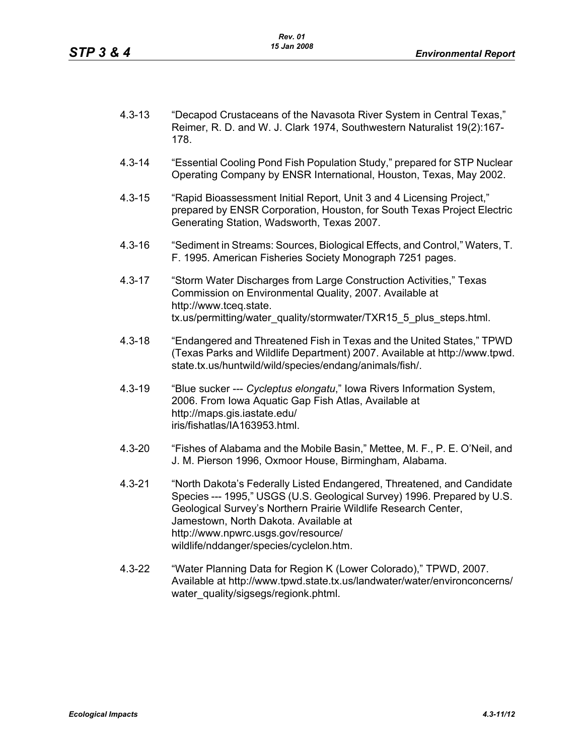4.3-13 "Decapod Crustaceans of the Navasota River System in Central Texas," Reimer, R. D. and W. J. Clark 1974, Southwestern Naturalist 19(2):167-178.

4.3-14 "Essential Cooling Pond Fish Population Study," prepared for STP Nuclear Operating Company by ENSR International, Houston, Texas, May 2002.

4.3-15 "Rapid Bioassessment Initial Report, Unit 3 and 4 Licensing Project," prepared by ENSR Corporation, Houston, for South Texas Project Electric Generating Station, Wadsworth, Texas 2007.

4.3-16 "Sediment in Streams: Sources, Biological Effects, and Control," Waters, T. F. 1995. American Fisheries Society Monograph 7251 pages.

4.3-17 "Storm Water Discharges from Large Construction Activities," Texas Commission on Environmental Quality, 2007. Available at http://www.tceq.state.tx.us/permitting/water_quality/stormwater/TXR15_5_plus_steps.html.

4.3-18 "Endangered and Threatened Fish in Texas and the United States," TPWD (Texas Parks and Wildlife Department) 2007. Available at http://www.tpwd.state.tx.us/huntwild/wild/species/endang/animals/fish/.

4.3-19 "Blue sucker --- *Cycleptus elongatu*," Iowa Rivers Information System, 2006. From Iowa Aquatic Gap Fish Atlas, Available at http://maps.gis.iastate.edu/iris/fishatlas/IA163953.html.

4.3-20 "Fishes of Alabama and the Mobile Basin," Mettee, M. F., P. E. O'Neil, and J. M. Pierson 1996, Oxmoor House, Birmingham, Alabama.

4.3-21 "North Dakota's Federally Listed Endangered, Threatened, and Candidate Species --- 1995," USGS (U.S. Geological Survey) 1996. Prepared by U.S. Geological Survey's Northern Prairie Wildlife Research Center, Jamestown, North Dakota. Available at http://www.npwrc.usgs.gov/resource/wildlife/nddanger/species/cyclelon.htm.

4.3-22 "Water Planning Data for Region K (Lower Colorado)," TPWD, 2007. Available at http://www.tpwd.state.tx.us/landwater/water/environconcerns/water_quality/sigsegs/regionk.phtml.